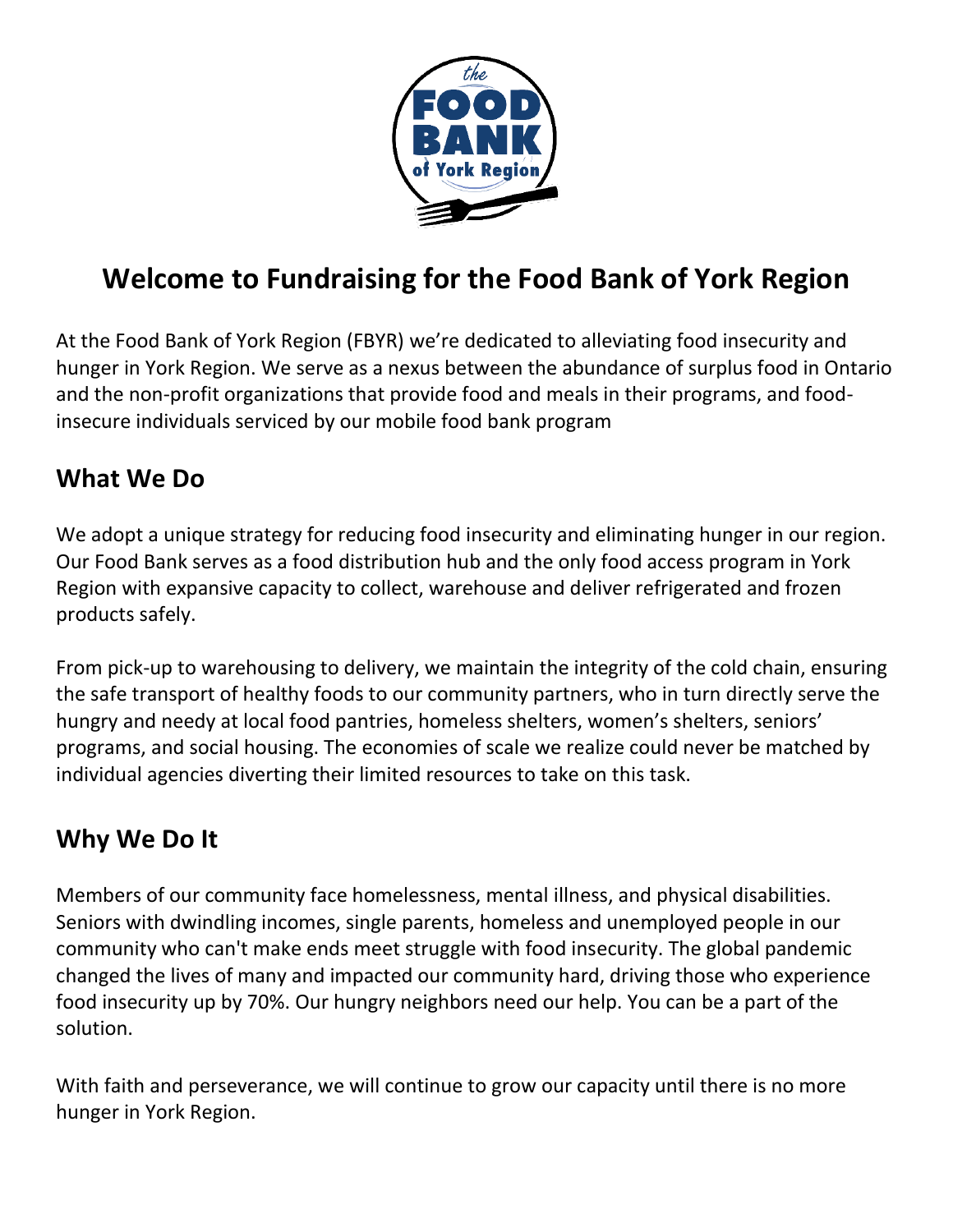# Welcome to Fundraising for the Food Bank of York Region

At the Food Bank of York Region (FBYR) we're dedicated to alleviating food insecurity and hunger in York Region. We serve as a nexus between the abundance of surplus food in Ontario and the non-profit organizations that provide food and meals in their programs, and food-insecure individuals serviced by our mobile food bank program

## What We Do

We adopt a unique strategy for reducing food insecurity and eliminating hunger in our region. Our Food Bank serves as a food distribution hub and the only food access program in York Region with expansive capacity to collect, warehouse and deliver refrigerated and frozen products safely.

From pick-up to warehousing to delivery, we maintain the integrity of the cold chain, ensuring the safe transport of healthy foods to our community partners, who in turn directly serve the hungry and needy at local food pantries, homeless shelters, women's shelters, seniors' programs, and social housing. The economies of scale we realize could never be matched by individual agencies diverting their limited resources to take on this task.

## Why We Do It

Members of our community face homelessness, mental illness, and physical disabilities. Seniors with dwindling incomes, single parents, homeless and unemployed people in our community who can't make ends meet struggle with food insecurity. The global pandemic changed the lives of many and impacted our community hard, driving those who experience food insecurity up by 70%. Our hungry neighbors need our help. You can be a part of the solution.

With faith and perseverance, we will continue to grow our capacity until there is no more hunger in York Region.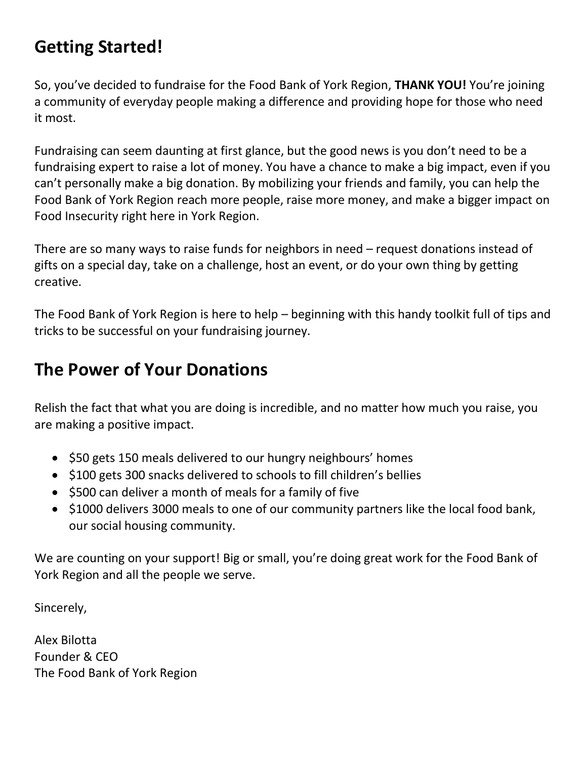## Getting Started!

So, you've decided to fundraise for the Food Bank of York Region, **THANK YOU!** You're joining a community of everyday people making a difference and providing hope for those who need it most.

Fundraising can seem daunting at first glance, but the good news is you don't need to be a fundraising expert to raise a lot of money. You have a chance to make a big impact, even if you can't personally make a big donation. By mobilizing your friends and family, you can help the Food Bank of York Region reach more people, raise more money, and make a bigger impact on Food Insecurity right here in York Region.

There are so many ways to raise funds for neighbors in need – request donations instead of gifts on a special day, take on a challenge, host an event, or do your own thing by getting creative.

The Food Bank of York Region is here to help – beginning with this handy toolkit full of tips and tricks to be successful on your fundraising journey.

## The Power of Your Donations

Relish the fact that what you are doing is incredible, and no matter how much you raise, you are making a positive impact.

- $50 gets 150 meals delivered to our hungry neighbours' homes
- $100 gets 300 snacks delivered to schools to fill children's bellies
- $500 can deliver a month of meals for a family of five
- $1000 delivers 3000 meals to one of our community partners like the local food bank, our social housing community.

We are counting on your support! Big or small, you're doing great work for the Food Bank of York Region and all the people we serve.

Sincerely,

Alex Bilotta
Founder & CEO
The Food Bank of York Region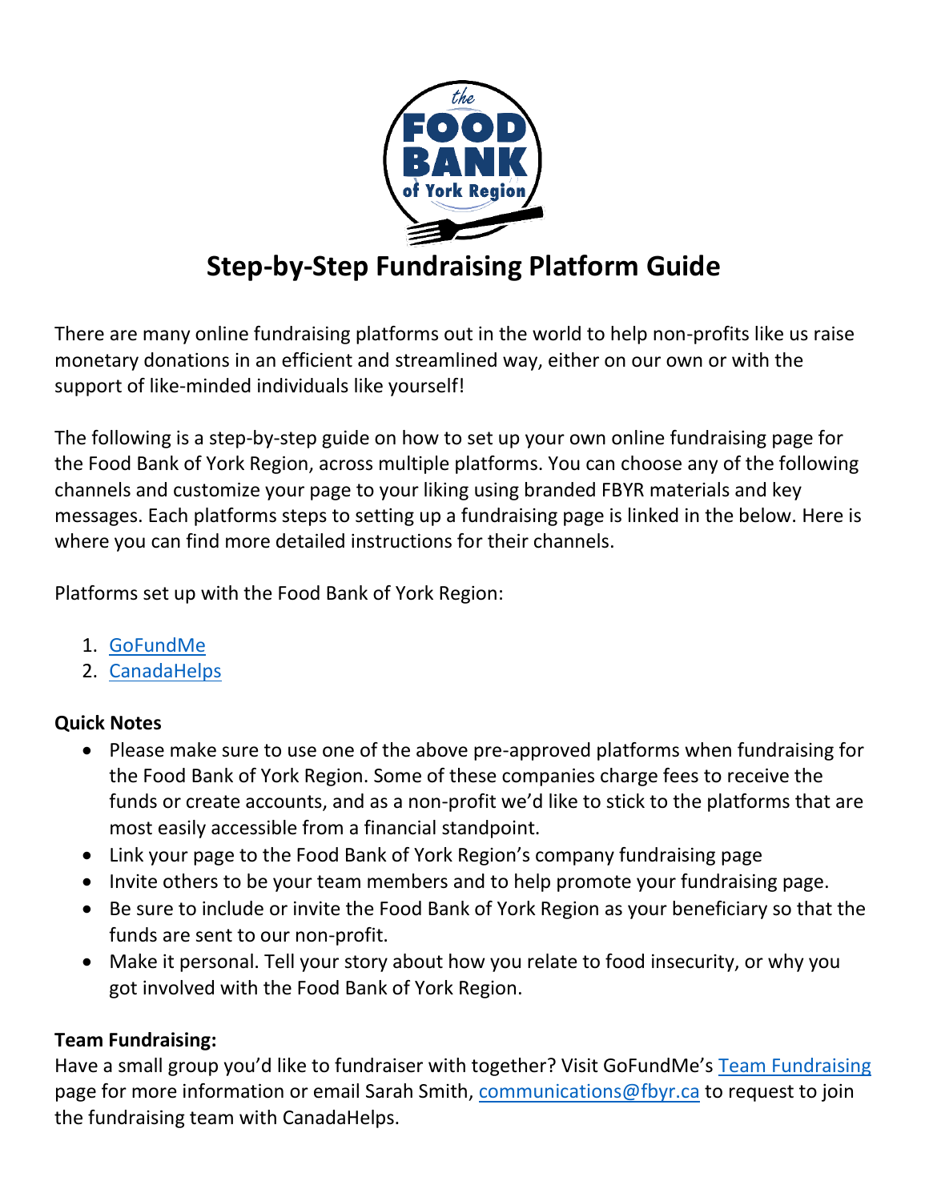# Step-by-Step Fundraising Platform Guide

There are many online fundraising platforms out in the world to help non-profits like us raise monetary donations in an efficient and streamlined way, either on our own or with the support of like-minded individuals like yourself!

The following is a step-by-step guide on how to set up your own online fundraising page for the Food Bank of York Region, across multiple platforms. You can choose any of the following channels and customize your page to your liking using branded FBYR materials and key messages. Each platforms steps to setting up a fundraising page is linked in the below. Here is where you can find more detailed instructions for their channels.

Platforms set up with the Food Bank of York Region:

1. GoFundMe
2. CanadaHelps

**Quick Notes**

- Please make sure to use one of the above pre-approved platforms when fundraising for the Food Bank of York Region. Some of these companies charge fees to receive the funds or create accounts, and as a non-profit we'd like to stick to the platforms that are most easily accessible from a financial standpoint.
- Link your page to the Food Bank of York Region's company fundraising page
- Invite others to be your team members and to help promote your fundraising page.
- Be sure to include or invite the Food Bank of York Region as your beneficiary so that the funds are sent to our non-profit.
- Make it personal. Tell your story about how you relate to food insecurity, or why you got involved with the Food Bank of York Region.

**Team Fundraising:**

Have a small group you'd like to fundraiser with together? Visit GoFundMe's Team Fundraising page for more information or email Sarah Smith, communications@fbyr.ca to request to join the fundraising team with CanadaHelps.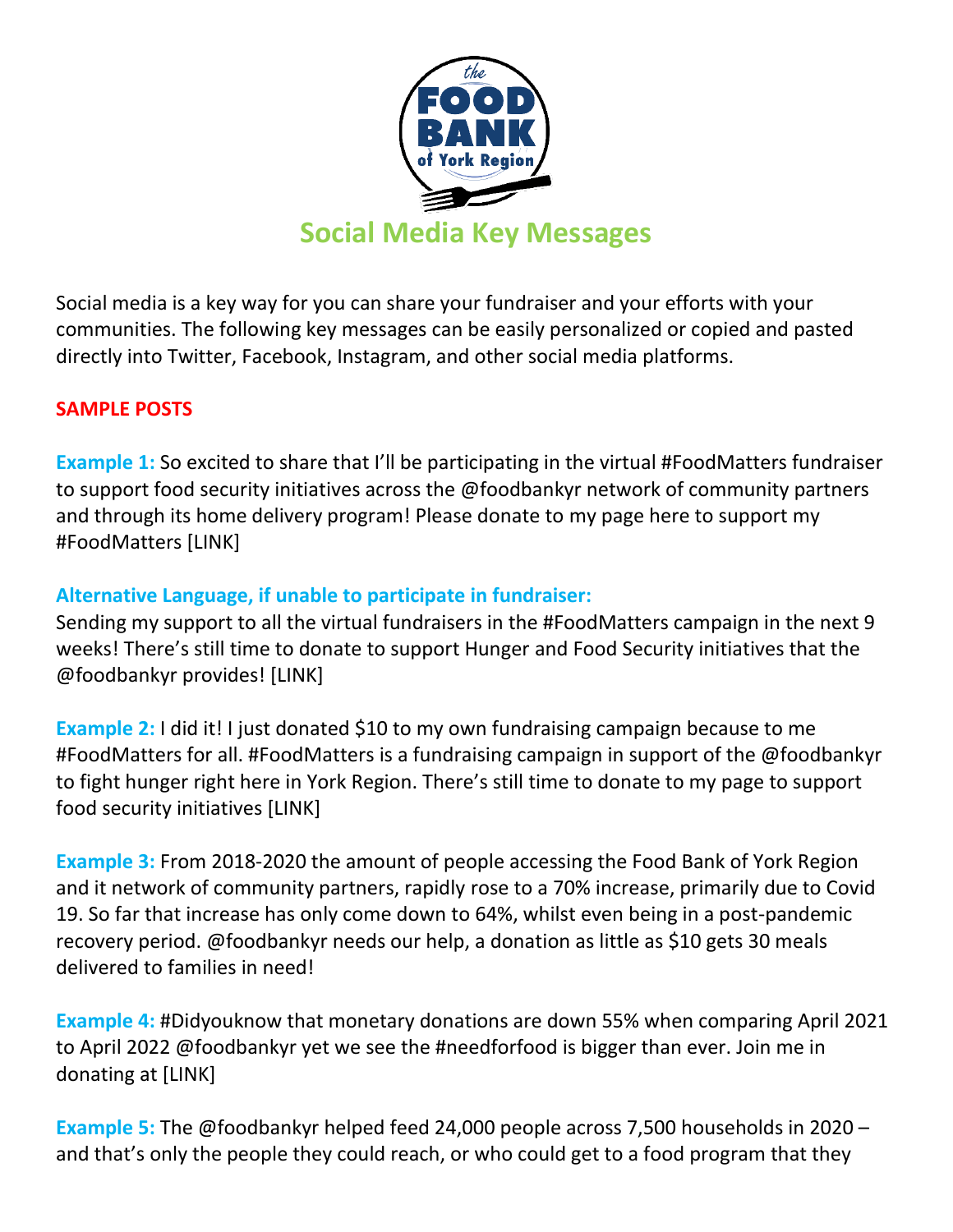# Social Media Key Messages

Social media is a key way for you can share your fundraiser and your efforts with your communities. The following key messages can be easily personalized or copied and pasted directly into Twitter, Facebook, Instagram, and other social media platforms.

## SAMPLE POSTS

**Example 1:** So excited to share that I'll be participating in the virtual #FoodMatters fundraiser to support food security initiatives across the @foodbankyr network of community partners and through its home delivery program! Please donate to my page here to support my #FoodMatters [LINK]

**Alternative Language, if unable to participate in fundraiser:**
Sending my support to all the virtual fundraisers in the #FoodMatters campaign in the next 9 weeks! There's still time to donate to support Hunger and Food Security initiatives that the @foodbankyr provides! [LINK]

**Example 2:** I did it! I just donated $10 to my own fundraising campaign because to me #FoodMatters for all. #FoodMatters is a fundraising campaign in support of the @foodbankyr to fight hunger right here in York Region. There's still time to donate to my page to support food security initiatives [LINK]

**Example 3:** From 2018-2020 the amount of people accessing the Food Bank of York Region and it network of community partners, rapidly rose to a 70% increase, primarily due to Covid 19. So far that increase has only come down to 64%, whilst even being in a post-pandemic recovery period. @foodbankyr needs our help, a donation as little as $10 gets 30 meals delivered to families in need!

**Example 4:** #Didyouknow that monetary donations are down 55% when comparing April 2021 to April 2022 @foodbankyr yet we see the #needforfood is bigger than ever. Join me in donating at [LINK]

**Example 5:** The @foodbankyr helped feed 24,000 people across 7,500 households in 2020 – and that's only the people they could reach, or who could get to a food program that they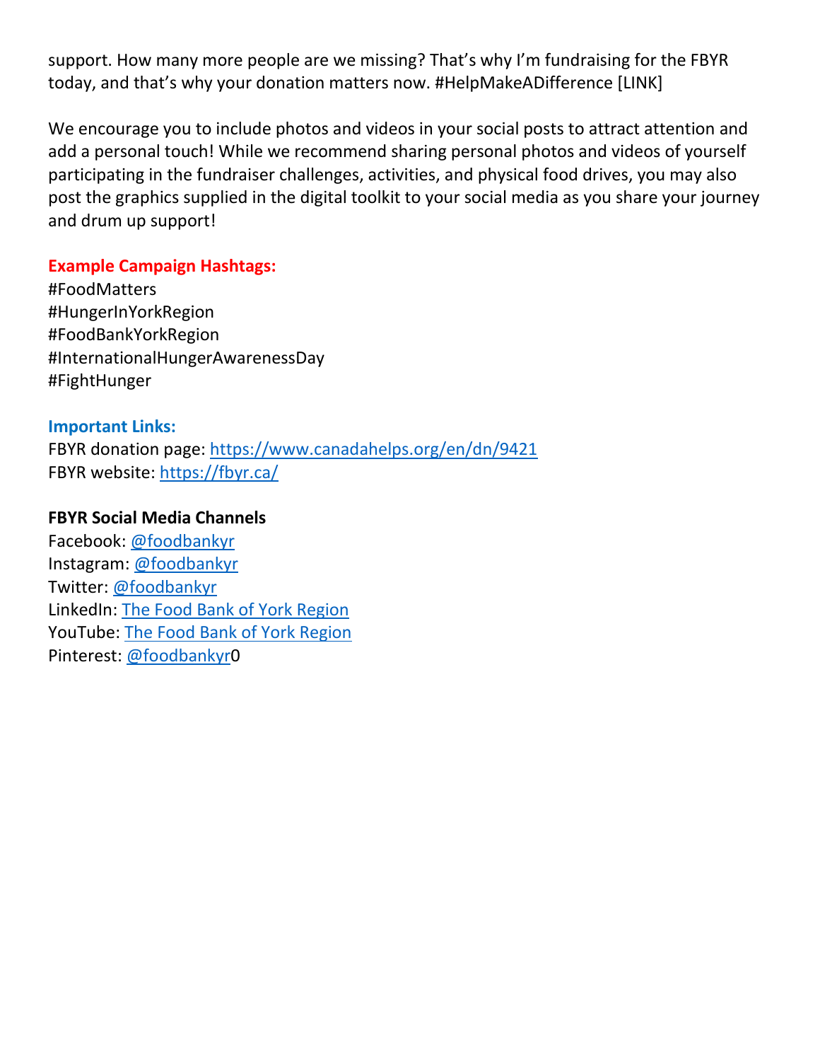support. How many more people are we missing? That's why I'm fundraising for the FBYR today, and that's why your donation matters now. #HelpMakeADifference [LINK]

We encourage you to include photos and videos in your social posts to attract attention and add a personal touch! While we recommend sharing personal photos and videos of yourself participating in the fundraiser challenges, activities, and physical food drives, you may also post the graphics supplied in the digital toolkit to your social media as you share your journey and drum up support!

**Example Campaign Hashtags:**

#FoodMatters
#HungerInYorkRegion
#FoodBankYorkRegion
#InternationalHungerAwarenessDay
#FightHunger

**Important Links:**

FBYR donation page: https://www.canadahelps.org/en/dn/9421
FBYR website: https://fbyr.ca/

**FBYR Social Media Channels**

Facebook: @foodbankyr
Instagram: @foodbankyr
Twitter: @foodbankyr
LinkedIn: The Food Bank of York Region
YouTube: The Food Bank of York Region
Pinterest: @foodbankyr0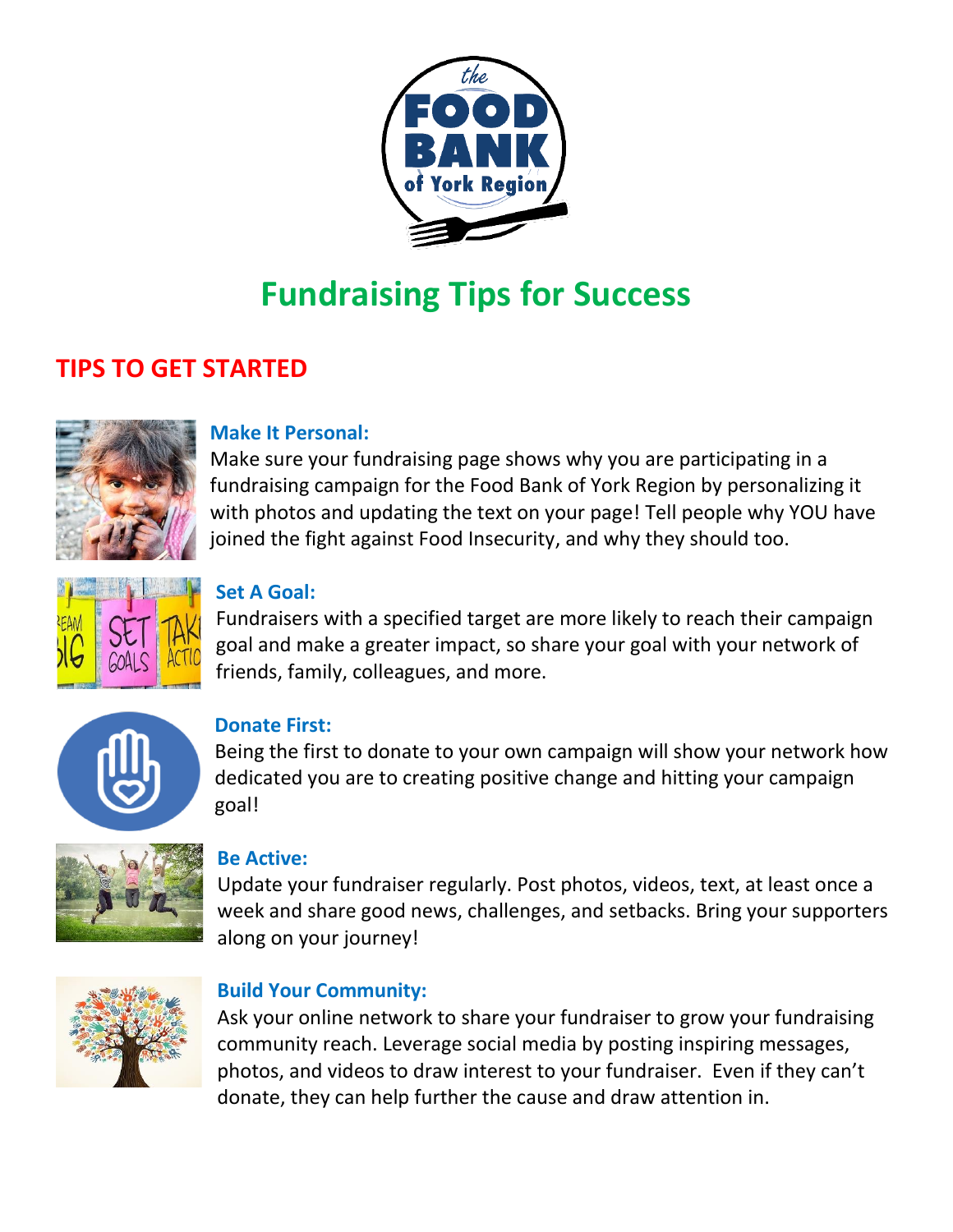# Fundraising Tips for Success

## TIPS TO GET STARTED

### Make It Personal:

Make sure your fundraising page shows why you are participating in a fundraising campaign for the Food Bank of York Region by personalizing it with photos and updating the text on your page! Tell people why YOU have joined the fight against Food Insecurity, and why they should too.

### Set A Goal:

Fundraisers with a specified target are more likely to reach their campaign goal and make a greater impact, so share your goal with your network of friends, family, colleagues, and more.

### Donate First:

Being the first to donate to your own campaign will show your network how dedicated you are to creating positive change and hitting your campaign goal!

### Be Active:

Update your fundraiser regularly. Post photos, videos, text, at least once a week and share good news, challenges, and setbacks. Bring your supporters along on your journey!

### Build Your Community:

Ask your online network to share your fundraiser to grow your fundraising community reach. Leverage social media by posting inspiring messages, photos, and videos to draw interest to your fundraiser. Even if they can't donate, they can help further the cause and draw attention in.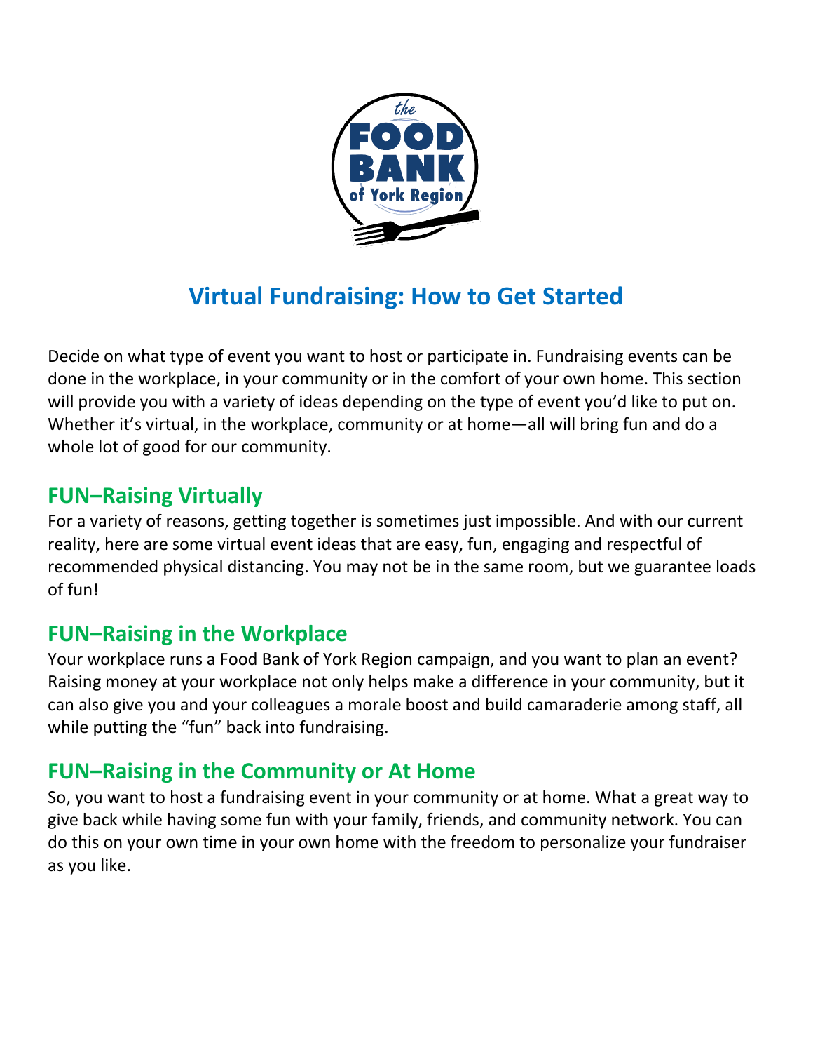# Virtual Fundraising: How to Get Started

Decide on what type of event you want to host or participate in. Fundraising events can be done in the workplace, in your community or in the comfort of your own home. This section will provide you with a variety of ideas depending on the type of event you'd like to put on. Whether it's virtual, in the workplace, community or at home—all will bring fun and do a whole lot of good for our community.

## FUN–Raising Virtually

For a variety of reasons, getting together is sometimes just impossible. And with our current reality, here are some virtual event ideas that are easy, fun, engaging and respectful of recommended physical distancing. You may not be in the same room, but we guarantee loads of fun!

## FUN–Raising in the Workplace

Your workplace runs a Food Bank of York Region campaign, and you want to plan an event? Raising money at your workplace not only helps make a difference in your community, but it can also give you and your colleagues a morale boost and build camaraderie among staff, all while putting the "fun" back into fundraising.

## FUN–Raising in the Community or At Home

So, you want to host a fundraising event in your community or at home. What a great way to give back while having some fun with your family, friends, and community network. You can do this on your own time in your own home with the freedom to personalize your fundraiser as you like.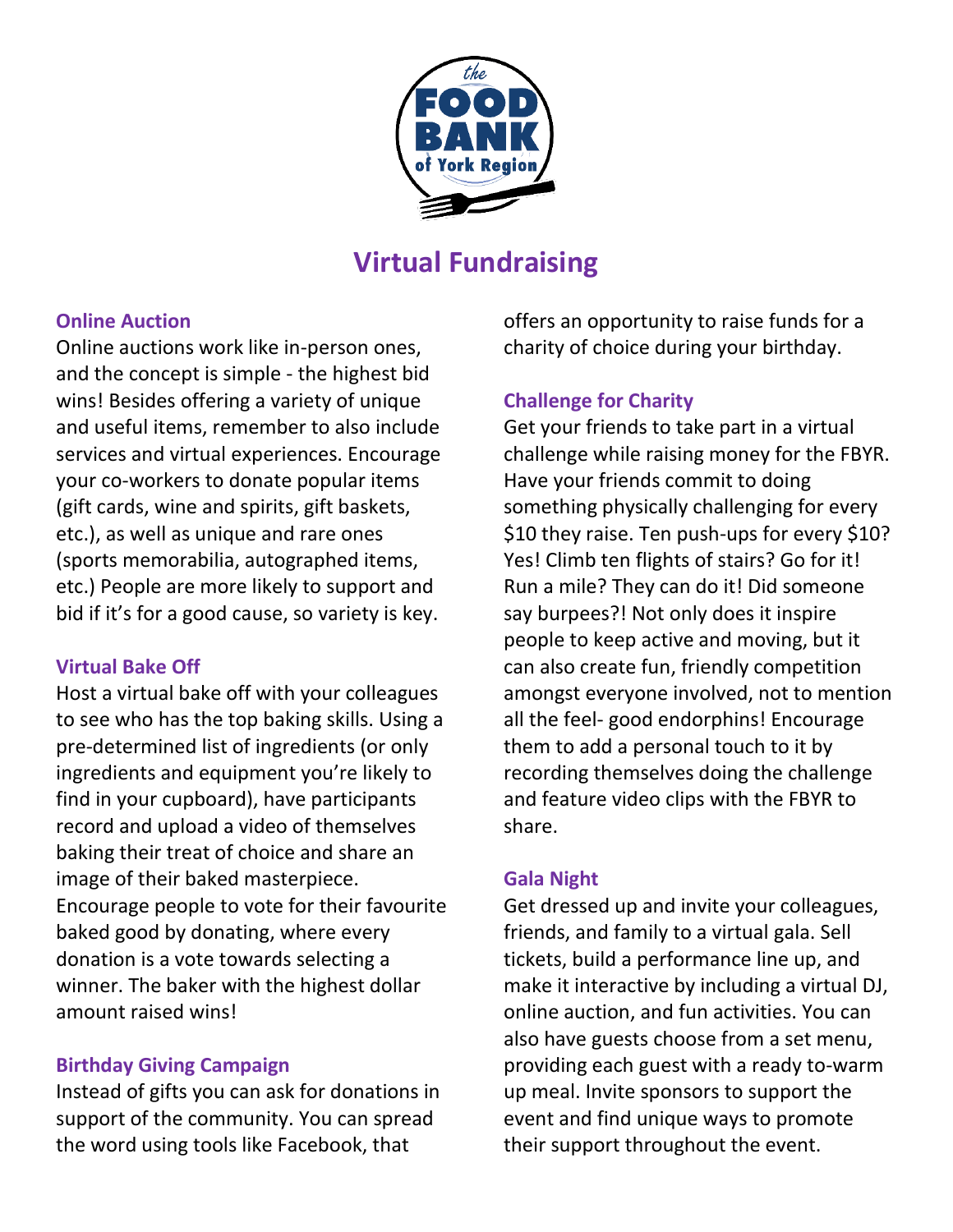# Virtual Fundraising

## Online Auction

Online auctions work like in-person ones, and the concept is simple - the highest bid wins! Besides offering a variety of unique and useful items, remember to also include services and virtual experiences. Encourage your co-workers to donate popular items (gift cards, wine and spirits, gift baskets, etc.), as well as unique and rare ones (sports memorabilia, autographed items, etc.) People are more likely to support and bid if it's for a good cause, so variety is key.

## Virtual Bake Off

Host a virtual bake off with your colleagues to see who has the top baking skills. Using a pre-determined list of ingredients (or only ingredients and equipment you're likely to find in your cupboard), have participants record and upload a video of themselves baking their treat of choice and share an image of their baked masterpiece. Encourage people to vote for their favourite baked good by donating, where every donation is a vote towards selecting a winner. The baker with the highest dollar amount raised wins!

## Birthday Giving Campaign

Instead of gifts you can ask for donations in support of the community. You can spread the word using tools like Facebook, that offers an opportunity to raise funds for a charity of choice during your birthday.

## Challenge for Charity

Get your friends to take part in a virtual challenge while raising money for the FBYR. Have your friends commit to doing something physically challenging for every $10 they raise. Ten push-ups for every $10? Yes! Climb ten flights of stairs? Go for it! Run a mile? They can do it! Did someone say burpees?! Not only does it inspire people to keep active and moving, but it can also create fun, friendly competition amongst everyone involved, not to mention all the feel- good endorphins! Encourage them to add a personal touch to it by recording themselves doing the challenge and feature video clips with the FBYR to share.

## Gala Night

Get dressed up and invite your colleagues, friends, and family to a virtual gala. Sell tickets, build a performance line up, and make it interactive by including a virtual DJ, online auction, and fun activities. You can also have guests choose from a set menu, providing each guest with a ready to-warm up meal. Invite sponsors to support the event and find unique ways to promote their support throughout the event.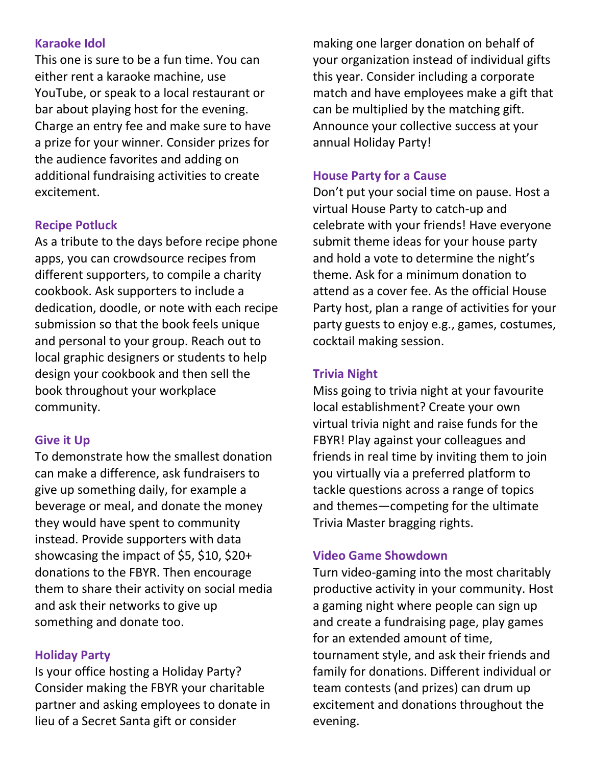### Karaoke Idol

This one is sure to be a fun time. You can either rent a karaoke machine, use YouTube, or speak to a local restaurant or bar about playing host for the evening. Charge an entry fee and make sure to have a prize for your winner. Consider prizes for the audience favorites and adding on additional fundraising activities to create excitement.

### Recipe Potluck

As a tribute to the days before recipe phone apps, you can crowdsource recipes from different supporters, to compile a charity cookbook. Ask supporters to include a dedication, doodle, or note with each recipe submission so that the book feels unique and personal to your group. Reach out to local graphic designers or students to help design your cookbook and then sell the book throughout your workplace community.

### Give it Up

To demonstrate how the smallest donation can make a difference, ask fundraisers to give up something daily, for example a beverage or meal, and donate the money they would have spent to community instead. Provide supporters with data showcasing the impact of $5, $10, $20+ donations to the FBYR. Then encourage them to share their activity on social media and ask their networks to give up something and donate too.

### Holiday Party

Is your office hosting a Holiday Party? Consider making the FBYR your charitable partner and asking employees to donate in lieu of a Secret Santa gift or consider making one larger donation on behalf of your organization instead of individual gifts this year. Consider including a corporate match and have employees make a gift that can be multiplied by the matching gift. Announce your collective success at your annual Holiday Party!

### House Party for a Cause

Don't put your social time on pause. Host a virtual House Party to catch-up and celebrate with your friends! Have everyone submit theme ideas for your house party and hold a vote to determine the night's theme. Ask for a minimum donation to attend as a cover fee. As the official House Party host, plan a range of activities for your party guests to enjoy e.g., games, costumes, cocktail making session.

### Trivia Night

Miss going to trivia night at your favourite local establishment? Create your own virtual trivia night and raise funds for the FBYR! Play against your colleagues and friends in real time by inviting them to join you virtually via a preferred platform to tackle questions across a range of topics and themes—competing for the ultimate Trivia Master bragging rights.

### Video Game Showdown

Turn video-gaming into the most charitably productive activity in your community. Host a gaming night where people can sign up and create a fundraising page, play games for an extended amount of time, tournament style, and ask their friends and family for donations. Different individual or team contests (and prizes) can drum up excitement and donations throughout the evening.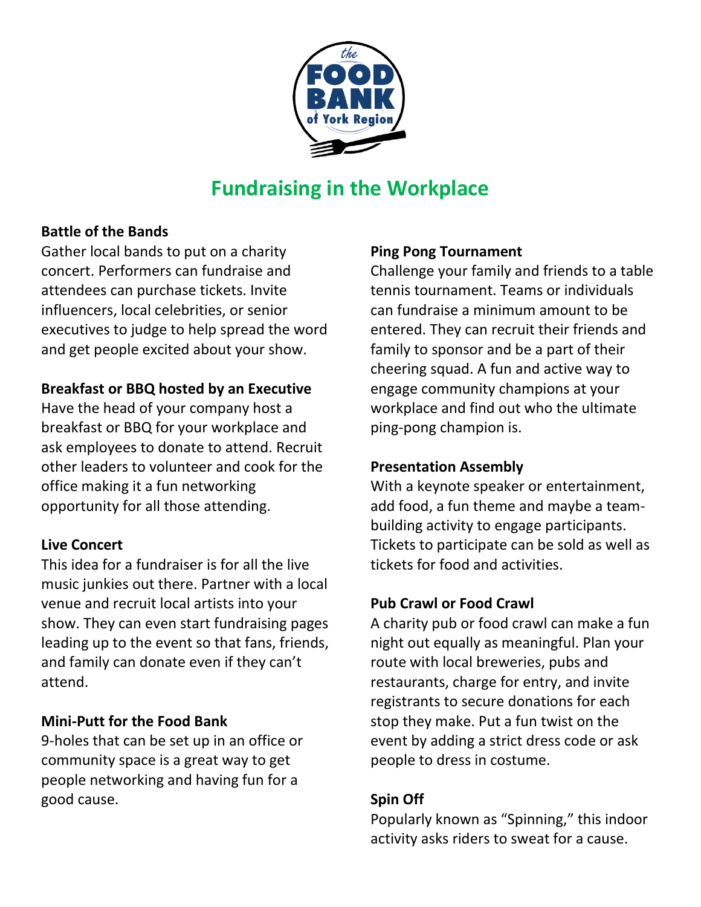# Fundraising in the Workplace

**Battle of the Bands**
Gather local bands to put on a charity concert. Performers can fundraise and attendees can purchase tickets. Invite influencers, local celebrities, or senior executives to judge to help spread the word and get people excited about your show.

**Breakfast or BBQ hosted by an Executive**
Have the head of your company host a breakfast or BBQ for your workplace and ask employees to donate to attend. Recruit other leaders to volunteer and cook for the office making it a fun networking opportunity for all those attending.

**Live Concert**
This idea for a fundraiser is for all the live music junkies out there. Partner with a local venue and recruit local artists into your show. They can even start fundraising pages leading up to the event so that fans, friends, and family can donate even if they can't attend.

**Mini-Putt for the Food Bank**
9-holes that can be set up in an office or community space is a great way to get people networking and having fun for a good cause.

**Ping Pong Tournament**
Challenge your family and friends to a table tennis tournament. Teams or individuals can fundraise a minimum amount to be entered. They can recruit their friends and family to sponsor and be a part of their cheering squad. A fun and active way to engage community champions at your workplace and find out who the ultimate ping-pong champion is.

**Presentation Assembly**
With a keynote speaker or entertainment, add food, a fun theme and maybe a team-building activity to engage participants. Tickets to participate can be sold as well as tickets for food and activities.

**Pub Crawl or Food Crawl**
A charity pub or food crawl can make a fun night out equally as meaningful. Plan your route with local breweries, pubs and restaurants, charge for entry, and invite registrants to secure donations for each stop they make. Put a fun twist on the event by adding a strict dress code or ask people to dress in costume.

**Spin Off**
Popularly known as "Spinning," this indoor activity asks riders to sweat for a cause.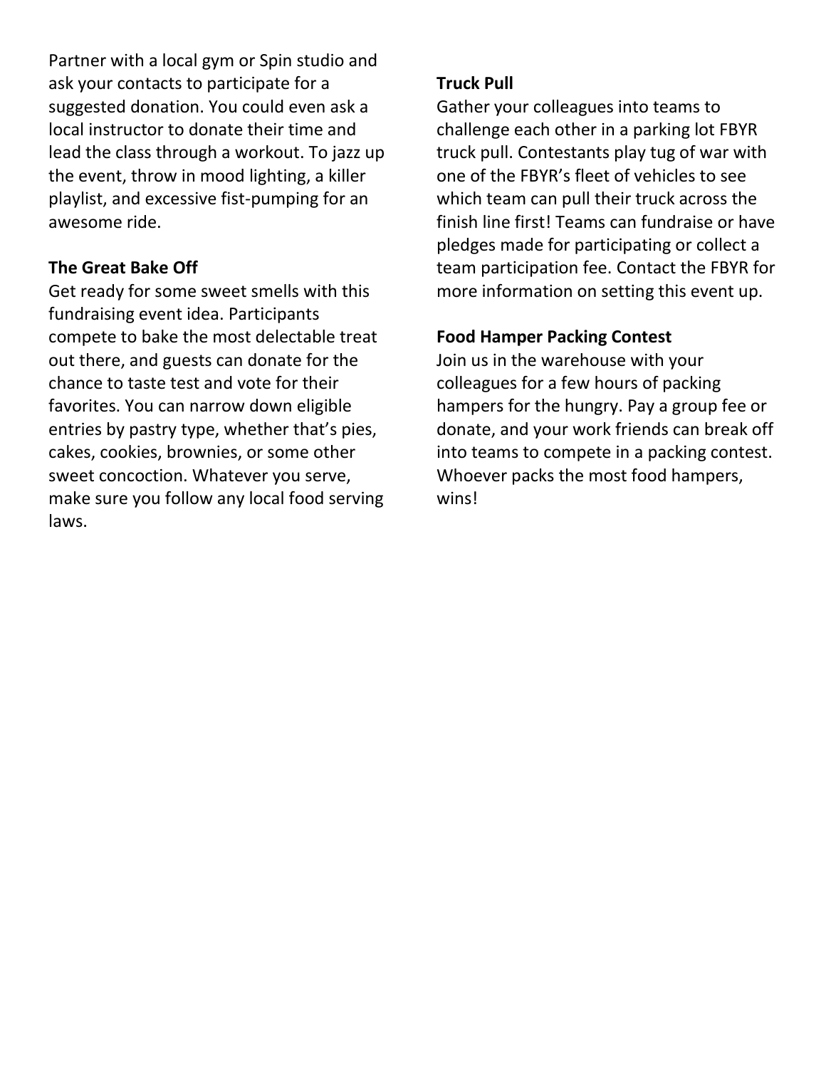Partner with a local gym or Spin studio and ask your contacts to participate for a suggested donation. You could even ask a local instructor to donate their time and lead the class through a workout. To jazz up the event, throw in mood lighting, a killer playlist, and excessive fist-pumping for an awesome ride.

**The Great Bake Off**

Get ready for some sweet smells with this fundraising event idea. Participants compete to bake the most delectable treat out there, and guests can donate for the chance to taste test and vote for their favorites. You can narrow down eligible entries by pastry type, whether that's pies, cakes, cookies, brownies, or some other sweet concoction. Whatever you serve, make sure you follow any local food serving laws.

**Truck Pull**

Gather your colleagues into teams to challenge each other in a parking lot FBYR truck pull. Contestants play tug of war with one of the FBYR's fleet of vehicles to see which team can pull their truck across the finish line first! Teams can fundraise or have pledges made for participating or collect a team participation fee. Contact the FBYR for more information on setting this event up.

**Food Hamper Packing Contest**

Join us in the warehouse with your colleagues for a few hours of packing hampers for the hungry. Pay a group fee or donate, and your work friends can break off into teams to compete in a packing contest. Whoever packs the most food hampers, wins!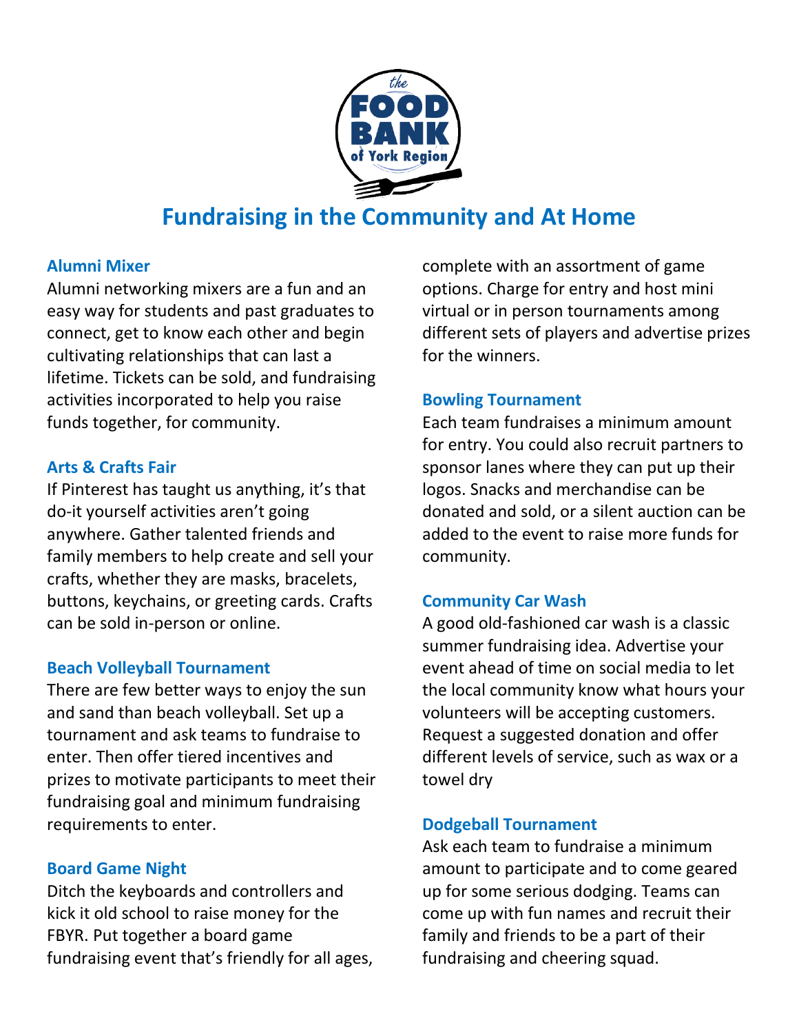# Fundraising in the Community and At Home

### Alumni Mixer

Alumni networking mixers are a fun and an easy way for students and past graduates to connect, get to know each other and begin cultivating relationships that can last a lifetime. Tickets can be sold, and fundraising activities incorporated to help you raise funds together, for community.

### Arts & Crafts Fair

If Pinterest has taught us anything, it's that do-it yourself activities aren't going anywhere. Gather talented friends and family members to help create and sell your crafts, whether they are masks, bracelets, buttons, keychains, or greeting cards. Crafts can be sold in-person or online.

### Beach Volleyball Tournament

There are few better ways to enjoy the sun and sand than beach volleyball. Set up a tournament and ask teams to fundraise to enter. Then offer tiered incentives and prizes to motivate participants to meet their fundraising goal and minimum fundraising requirements to enter.

### Board Game Night

Ditch the keyboards and controllers and kick it old school to raise money for the FBYR. Put together a board game fundraising event that's friendly for all ages, complete with an assortment of game options. Charge for entry and host mini virtual or in person tournaments among different sets of players and advertise prizes for the winners.

### Bowling Tournament

Each team fundraises a minimum amount for entry. You could also recruit partners to sponsor lanes where they can put up their logos. Snacks and merchandise can be donated and sold, or a silent auction can be added to the event to raise more funds for community.

### Community Car Wash

A good old-fashioned car wash is a classic summer fundraising idea. Advertise your event ahead of time on social media to let the local community know what hours your volunteers will be accepting customers. Request a suggested donation and offer different levels of service, such as wax or a towel dry

### Dodgeball Tournament

Ask each team to fundraise a minimum amount to participate and to come geared up for some serious dodging. Teams can come up with fun names and recruit their family and friends to be a part of their fundraising and cheering squad.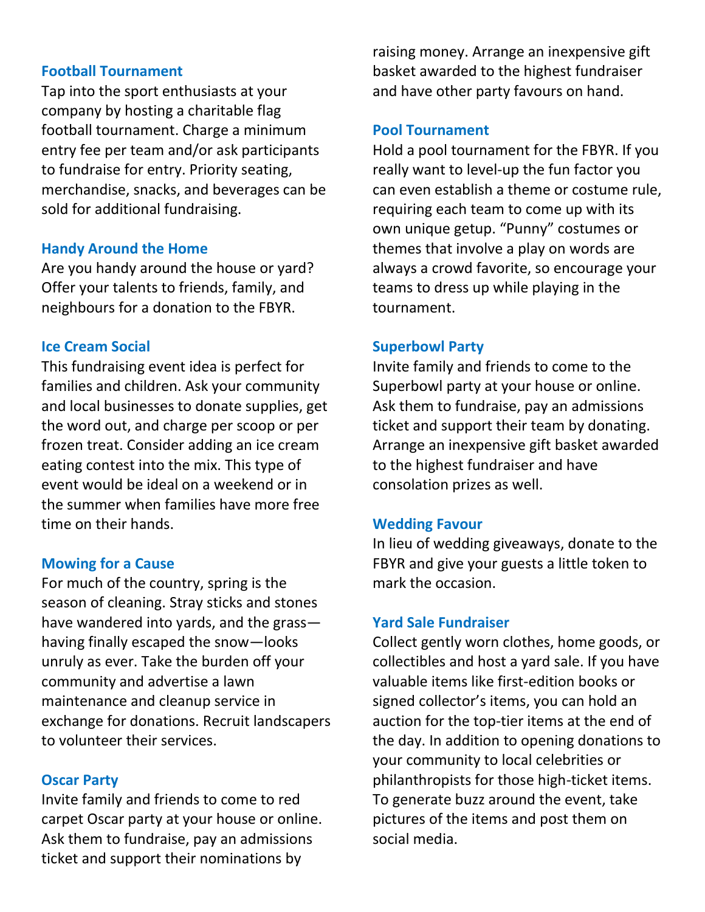### Football Tournament

Tap into the sport enthusiasts at your company by hosting a charitable flag football tournament. Charge a minimum entry fee per team and/or ask participants to fundraise for entry. Priority seating, merchandise, snacks, and beverages can be sold for additional fundraising.

### Handy Around the Home

Are you handy around the house or yard? Offer your talents to friends, family, and neighbours for a donation to the FBYR.

### Ice Cream Social

This fundraising event idea is perfect for families and children. Ask your community and local businesses to donate supplies, get the word out, and charge per scoop or per frozen treat. Consider adding an ice cream eating contest into the mix. This type of event would be ideal on a weekend or in the summer when families have more free time on their hands.

### Mowing for a Cause

For much of the country, spring is the season of cleaning. Stray sticks and stones have wandered into yards, and the grass—having finally escaped the snow—looks unruly as ever. Take the burden off your community and advertise a lawn maintenance and cleanup service in exchange for donations. Recruit landscapers to volunteer their services.

### Oscar Party

Invite family and friends to come to red carpet Oscar party at your house or online. Ask them to fundraise, pay an admissions ticket and support their nominations by raising money. Arrange an inexpensive gift basket awarded to the highest fundraiser and have other party favours on hand.

### Pool Tournament

Hold a pool tournament for the FBYR. If you really want to level-up the fun factor you can even establish a theme or costume rule, requiring each team to come up with its own unique getup. "Punny" costumes or themes that involve a play on words are always a crowd favorite, so encourage your teams to dress up while playing in the tournament.

### Superbowl Party

Invite family and friends to come to the Superbowl party at your house or online. Ask them to fundraise, pay an admissions ticket and support their team by donating. Arrange an inexpensive gift basket awarded to the highest fundraiser and have consolation prizes as well.

### Wedding Favour

In lieu of wedding giveaways, donate to the FBYR and give your guests a little token to mark the occasion.

### Yard Sale Fundraiser

Collect gently worn clothes, home goods, or collectibles and host a yard sale. If you have valuable items like first-edition books or signed collector's items, you can hold an auction for the top-tier items at the end of the day. In addition to opening donations to your community to local celebrities or philanthropists for those high-ticket items. To generate buzz around the event, take pictures of the items and post them on social media.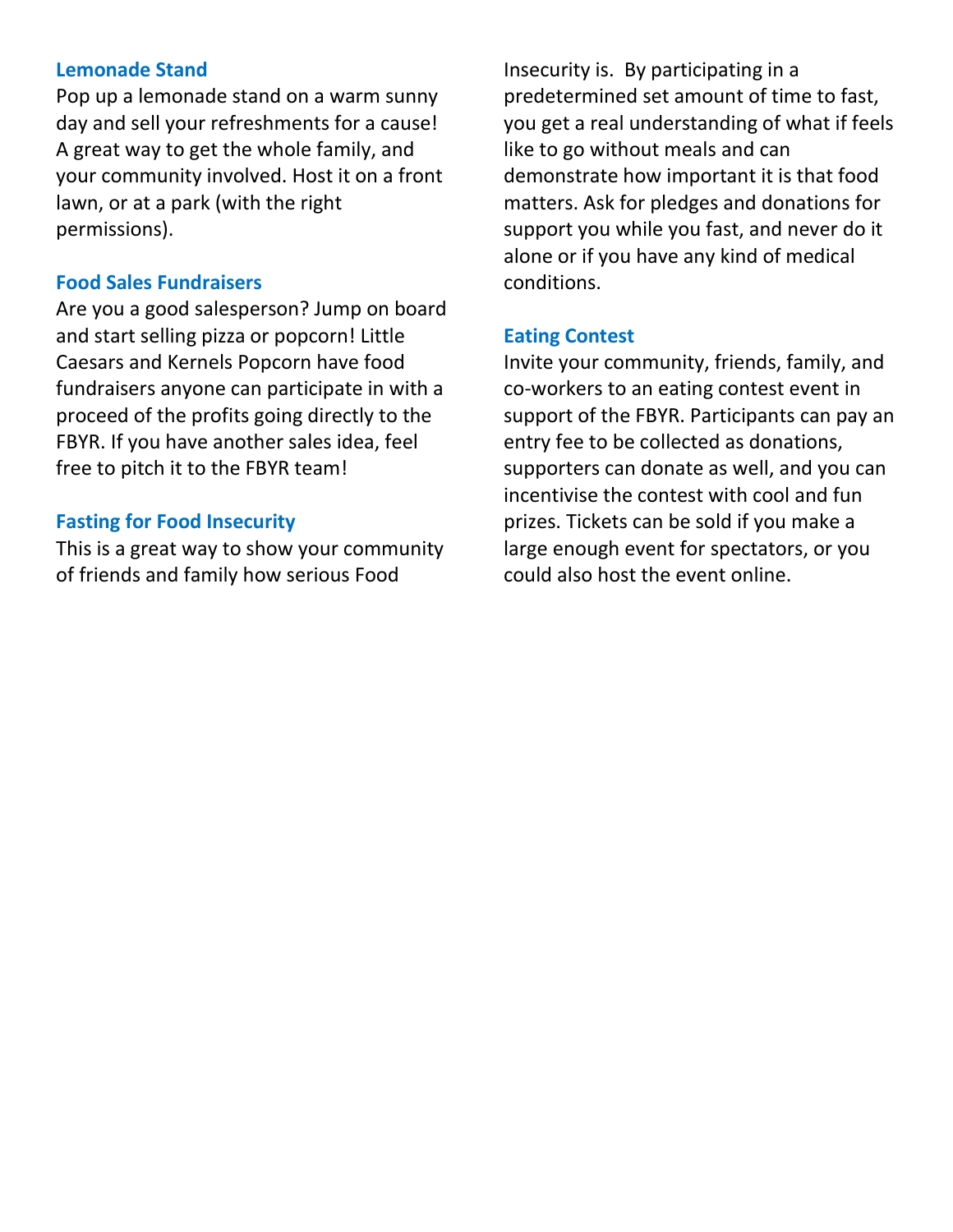### Lemonade Stand

Pop up a lemonade stand on a warm sunny day and sell your refreshments for a cause! A great way to get the whole family, and your community involved. Host it on a front lawn, or at a park (with the right permissions).

### Food Sales Fundraisers

Are you a good salesperson? Jump on board and start selling pizza or popcorn! Little Caesars and Kernels Popcorn have food fundraisers anyone can participate in with a proceed of the profits going directly to the FBYR. If you have another sales idea, feel free to pitch it to the FBYR team!

### Fasting for Food Insecurity

This is a great way to show your community of friends and family how serious Food Insecurity is. By participating in a predetermined set amount of time to fast, you get a real understanding of what if feels like to go without meals and can demonstrate how important it is that food matters. Ask for pledges and donations for support you while you fast, and never do it alone or if you have any kind of medical conditions.

### Eating Contest

Invite your community, friends, family, and co-workers to an eating contest event in support of the FBYR. Participants can pay an entry fee to be collected as donations, supporters can donate as well, and you can incentivise the contest with cool and fun prizes. Tickets can be sold if you make a large enough event for spectators, or you could also host the event online.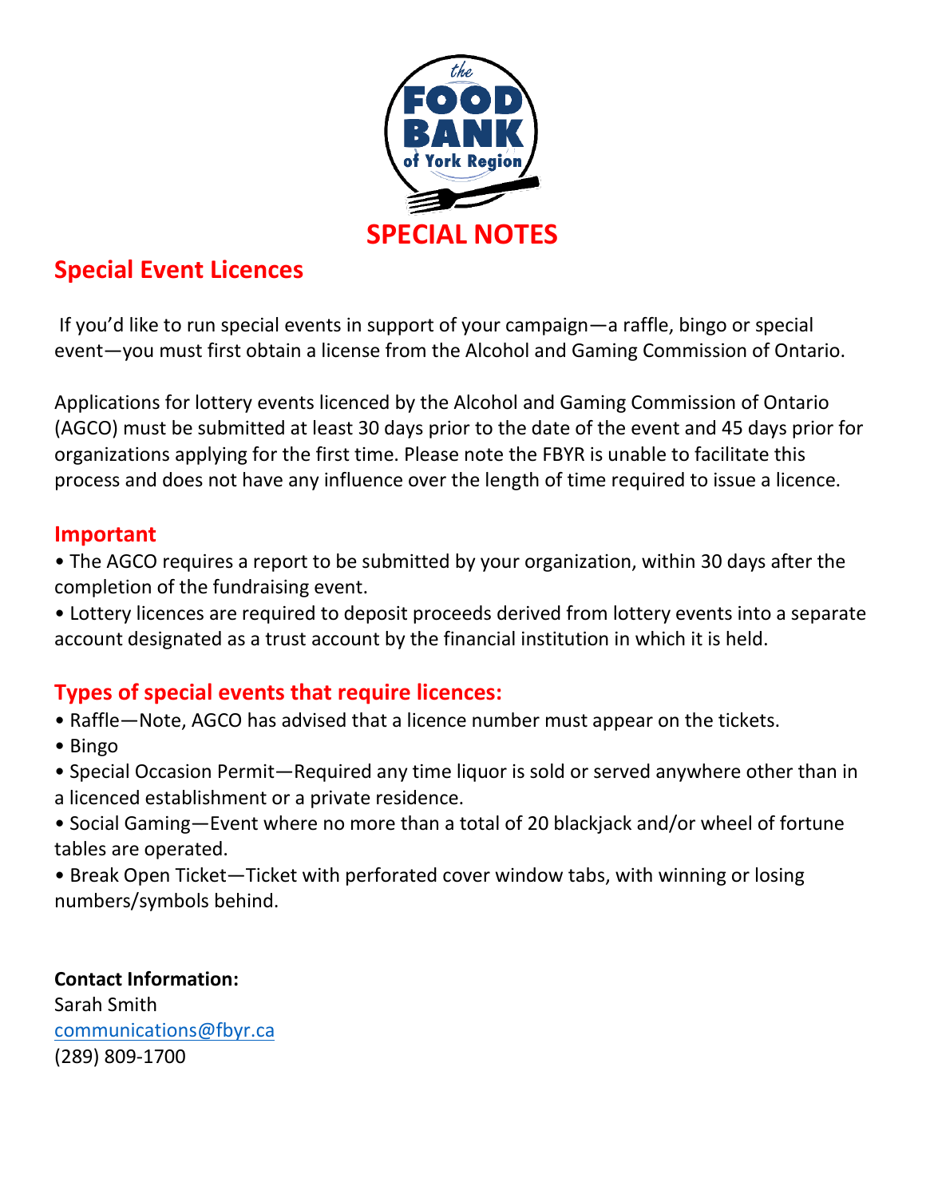# SPECIAL NOTES

## Special Event Licences

If you'd like to run special events in support of your campaign—a raffle, bingo or special event—you must first obtain a license from the Alcohol and Gaming Commission of Ontario.

Applications for lottery events licenced by the Alcohol and Gaming Commission of Ontario (AGCO) must be submitted at least 30 days prior to the date of the event and 45 days prior for organizations applying for the first time. Please note the FBYR is unable to facilitate this process and does not have any influence over the length of time required to issue a licence.

### Important

- The AGCO requires a report to be submitted by your organization, within 30 days after the completion of the fundraising event.
- Lottery licences are required to deposit proceeds derived from lottery events into a separate account designated as a trust account by the financial institution in which it is held.

### Types of special events that require licences:

- Raffle—Note, AGCO has advised that a licence number must appear on the tickets.
- Bingo
- Special Occasion Permit—Required any time liquor is sold or served anywhere other than in a licenced establishment or a private residence.
- Social Gaming—Event where no more than a total of 20 blackjack and/or wheel of fortune tables are operated.
- Break Open Ticket—Ticket with perforated cover window tabs, with winning or losing numbers/symbols behind.

**Contact Information:**
Sarah Smith
communications@fbyr.ca
(289) 809-1700